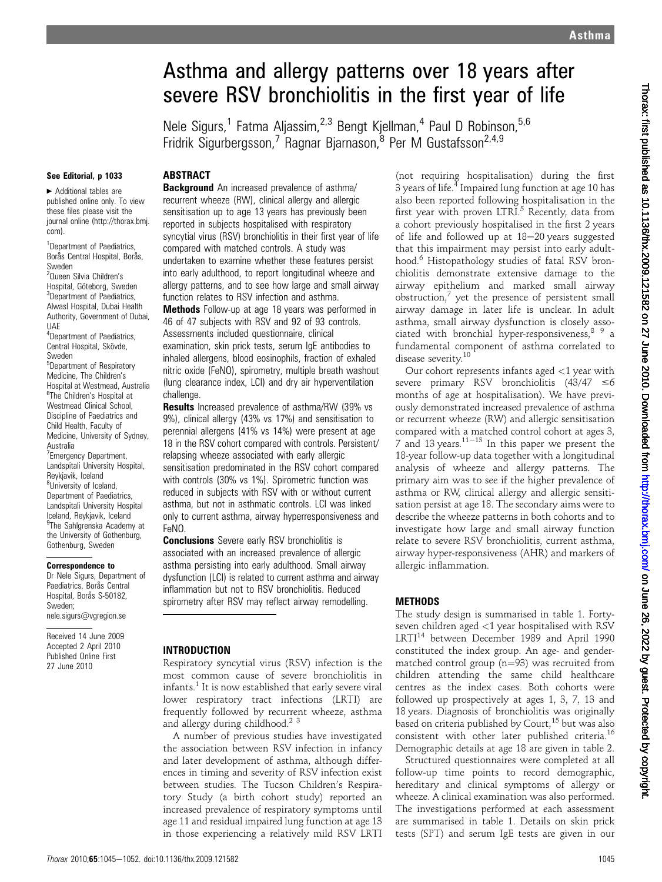# Asthma and allergy patterns over 18 years after severe RSV bronchiolitis in the first year of life

Nele Sigurs,[1] Fatma Aljassim,[2,3] Bengt Kjellman,[4] Paul D Robinson,[5,6] Fridrik Sigurbergsson,[7] Ragnar Bjarnason,[8] Per M Gustafsson[2,4,9]

**See Editorial, p 1033**

► Additional tables are published online only. To view these files please visit the journal online (http://thorax.bmj.com).

[1]Department of Paediatrics, Borås Central Hospital, Borås, Sweden
[2]Queen Silvia Children's Hospital, Göteborg, Sweden
[3]Department of Paediatrics, Alwasl Hospital, Dubai Health Authority, Government of Dubai, UAE
[4]Department of Paediatrics, Central Hospital, Skövde, Sweden
[5]Department of Respiratory Medicine, The Children's Hospital at Westmead, Australia
[6]The Children's Hospital at Westmead Clinical School, Discipline of Paediatrics and Child Health, Faculty of Medicine, University of Sydney, Australia
[7]Emergency Department, Landspitali University Hospital, Reykjavik, Iceland
[8]University of Iceland, Department of Paediatrics, Landspitali University Hospital Iceland, Reykjavik, Iceland
[9]The Sahlgrenska Academy at the University of Gothenburg, Gothenburg, Sweden

**Correspondence to**
Dr Nele Sigurs, Department of Paediatrics, Borås Central Hospital, Borås S-50182, Sweden; nele.sigurs@vgregion.se

Received 14 June 2009
Accepted 2 April 2010
Published Online First 27 June 2010

## ABSTRACT

**Background** An increased prevalence of asthma/recurrent wheeze (RW), clinical allergy and allergic sensitisation up to age 13 years has previously been reported in subjects hospitalised with respiratory syncytial virus (RSV) bronchiolitis in their first year of life compared with matched controls. A study was undertaken to examine whether these features persist into early adulthood, to report longitudinal wheeze and allergy patterns, and to see how large and small airway function relates to RSV infection and asthma.

**Methods** Follow-up at age 18 years was performed in 46 of 47 subjects with RSV and 92 of 93 controls. Assessments included questionnaire, clinical examination, skin prick tests, serum IgE antibodies to inhaled allergens, blood eosinophils, fraction of exhaled nitric oxide (FeNO), spirometry, multiple breath washout (lung clearance index, LCI) and dry air hyperventilation challenge.

**Results** Increased prevalence of asthma/RW (39% vs 9%), clinical allergy (43% vs 17%) and sensitisation to perennial allergens (41% vs 14%) were present at age 18 in the RSV cohort compared with controls. Persistent/relapsing wheeze associated with early allergic sensitisation predominated in the RSV cohort compared with controls (30% vs 1%). Spirometric function was reduced in subjects with RSV with or without current asthma, but not in asthmatic controls. LCI was linked only to current asthma, airway hyperresponsiveness and FeNO.

**Conclusions** Severe early RSV bronchiolitis is associated with an increased prevalence of allergic asthma persisting into early adulthood. Small airway dysfunction (LCI) is related to current asthma and airway inflammation but not to RSV bronchiolitis. Reduced spirometry after RSV may reflect airway remodelling.

## INTRODUCTION

Respiratory syncytial virus (RSV) infection is the most common cause of severe bronchiolitis in infants.[1] It is now established that early severe viral lower respiratory tract infections (LRTI) are frequently followed by recurrent wheeze, asthma and allergy during childhood.[2 3]

A number of previous studies have investigated the association between RSV infection in infancy and later development of asthma, although differences in timing and severity of RSV infection exist between studies. The Tucson Children's Respiratory Study (a birth cohort study) reported an increased prevalence of respiratory symptoms until age 11 and residual impaired lung function at age 13 in those experiencing a relatively mild RSV LRTI (not requiring hospitalisation) during the first 3 years of life.[4] Impaired lung function at age 10 has also been reported following hospitalisation in the first year with proven LTRI.[5] Recently, data from a cohort previously hospitalised in the first 2 years of life and followed up at 18–20 years suggested that this impairment may persist into early adulthood.[6] Histopathology studies of fatal RSV bronchiolitis demonstrate extensive damage to the airway epithelium and marked small airway obstruction,[7] yet the presence of persistent small airway damage in later life is unclear. In adult asthma, small airway dysfunction is closely associated with bronchial hyper-responsiveness,[8 9] a fundamental component of asthma correlated to disease severity.[10]

Our cohort represents infants aged <1 year with severe primary RSV bronchiolitis (43/47 ≤6 months of age at hospitalisation). We have previously demonstrated increased prevalence of asthma or recurrent wheeze (RW) and allergic sensitisation compared with a matched control cohort at ages 3, 7 and 13 years.[11–13] In this paper we present the 18-year follow-up data together with a longitudinal analysis of wheeze and allergy patterns. The primary aim was to see if the higher prevalence of asthma or RW, clinical allergy and allergic sensitisation persist at age 18. The secondary aims were to describe the wheeze patterns in both cohorts and to investigate how large and small airway function relate to severe RSV bronchiolitis, current asthma, airway hyper-responsiveness (AHR) and markers of allergic inflammation.

## METHODS

The study design is summarised in table 1. Forty-seven children aged <1 year hospitalised with RSV LRTI[14] between December 1989 and April 1990 constituted the index group. An age- and gender-matched control group (n=93) was recruited from children attending the same child healthcare centres as the index cases. Both cohorts were followed up prospectively at ages 1, 3, 7, 13 and 18 years. Diagnosis of bronchiolitis was originally based on criteria published by Court,[15] but was also consistent with other later published criteria.[16] Demographic details at age 18 are given in table 2.

Structured questionnaires were completed at all follow-up time points to record demographic, hereditary and clinical symptoms of allergy or wheeze. A clinical examination was also performed. The investigations performed at each assessment are summarised in table 1. Details on skin prick tests (SPT) and serum IgE tests are given in our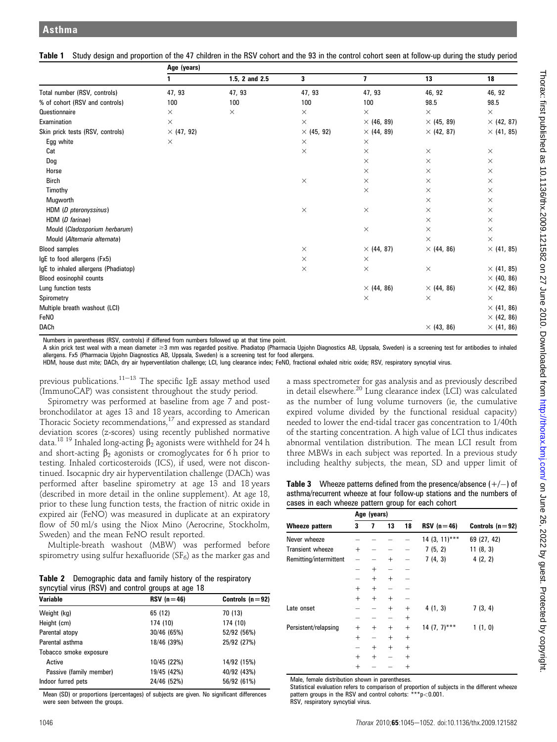**Table 1** Study design and proportion of the 47 children in the RSV cohort and the 93 in the control cohort seen at follow-up during the study period

| | Age (years) | | | | | |
|---|---|---|---|---|---|---|
| | 1 | 1.5, 2 and 2.5 | 3 | 7 | 13 | 18 |
| Total number (RSV, controls) | 47, 93 | 47, 93 | 47, 93 | 47, 93 | 46, 92 | 46, 92 |
| % of cohort (RSV and controls) | 100 | 100 | 100 | 100 | 98.5 | 98.5 |
| Questionnaire | × | × | × | × | × | × |
| Examination | × | | × | × (46, 89) | × (45, 89) | × (42, 87) |
| Skin prick tests (RSV, controls) | × (47, 92) | | × (45, 92) | × (44, 89) | × (42, 87) | × (41, 85) |
| Egg white | × | | × | × | | |
| Cat | | | × | × | × | × |
| Dog | | | | × | × | × |
| Horse | | | | × | × | × |
| Birch | | | × | × | × | × |
| Timothy | | | | × | × | × |
| Mugworth | | | | | × | × |
| HDM (*D pteronyssinus*) | | | × | × | × | × |
| HDM (*D farinae*) | | | | | × | × |
| Mould (*Cladosporium herbarum*) | | | | × | × | × |
| Mould (*Alternaria alternata*) | | | | | × | × |
| Blood samples | | | × | × (44, 87) | × (44, 86) | × (41, 85) |
| IgE to food allergens (Fx5) | | | × | × | | |
| IgE to inhaled allergens (Phadiatop) | | | × | × | × | × (41, 85) |
| Blood eosinophil counts | | | | | | × (40, 86) |
| Lung function tests | | | | × (44, 86) | × (44, 86) | × (42, 86) |
| Spirometry | | | | × | × | × |
| Multiple breath washout (LCI) | | | | | | × (41, 86) |
| FeNO | | | | | | × (42, 86) |
| DACh | | | | | × (43, 86) | × (41, 86) |

Numbers in parentheses (RSV, controls) if differed from numbers followed up at that time point.
A skin prick test weal with a mean diameter ≥3 mm was regarded positive. Phadiatop (Pharmacia Upjohn Diagnostics AB, Uppsala, Sweden) is a screening test for antibodies to inhaled allergens. Fx5 (Pharmacia Upjohn Diagnostics AB, Uppsala, Sweden) is a screening test for food allergens.
HDM, house dust mite; DACh, dry air hyperventilation challenge; LCI, lung clearance index; FeNO, fractional exhaled nitric oxide; RSV, respiratory syncytial virus.

previous publications.[11–13] The specific IgE assay method used (ImmunoCAP) was consistent throughout the study period.

Spirometry was performed at baseline from age 7 and post-bronchodilator at ages 13 and 18 years, according to American Thoracic Society recommendations,[17] and expressed as standard deviation scores (z-scores) using recently published normative data.[18 19] Inhaled long-acting $\beta_2$ agonists were withheld for 24 h and short-acting $\beta_2$ agonists or cromoglycates for 6 h prior to testing. Inhaled corticosteroids (ICS), if used, were not discontinued. Isocapnic dry air hyperventilation challenge (DACh) was performed after baseline spirometry at age 13 and 18 years (described in more detail in the online supplement). At age 18, prior to these lung function tests, the fraction of nitric oxide in expired air (FeNO) was measured in duplicate at an expiratory flow of 50 ml/s using the Niox Mino (Aerocrine, Stockholm, Sweden) and the mean FeNO result reported.

Multiple-breath washout (MBW) was performed before spirometry using sulfur hexafluoride ($SF_6$) as the marker gas and a mass spectrometer for gas analysis and as previously described in detail elsewhere.[20] Lung clearance index (LCI) was calculated as the number of lung volume turnovers (ie, the cumulative expired volume divided by the functional residual capacity) needed to lower the end-tidal tracer gas concentration to 1/40th of the starting concentration. A high value of LCI thus indicates abnormal ventilation distribution. The mean LCI result from three MBWs in each subject was reported. In a previous study including healthy subjects, the mean, SD and upper limit of

**Table 2** Demographic data and family history of the respiratory syncytial virus (RSV) and control groups at age 18

| Variable | RSV (n=46) | Controls (n=92) |
|---|---|---|
| Weight (kg) | 65 (12) | 70 (13) |
| Height (cm) | 174 (10) | 174 (10) |
| Parental atopy | 30/46 (65%) | 52/92 (56%) |
| Parental asthma | 18/46 (39%) | 25/92 (27%) |
| Tobacco smoke exposure | | |
| Active | 10/45 (22%) | 14/92 (15%) |
| Passive (family member) | 19/45 (42%) | 40/92 (43%) |
| Indoor furred pets | 24/46 (52%) | 56/92 (61%) |

Mean (SD) or proportions (percentages) of subjects are given. No significant differences were seen between the groups.

**Table 3** Wheeze patterns defined from the presence/absence (+/−) of asthma/recurrent wheeze at four follow-up stations and the numbers of cases in each wheeze pattern group for each cohort

| | Age (years) | | | | | |
|---|---|---|---|---|---|---|
| Wheeze pattern | 3 | 7 | 13 | 18 | RSV (n=46) | Controls (n=92) |
| Never wheeze | − | − | − | − | 14 (3, 11)*** | 69 (27, 42) |
| Transient wheeze | + | − | − | − | 7 (5, 2) | 11 (8, 3) |
| Remitting/intermittent | − | − | + | − | 7 (4, 3) | 4 (2, 2) |
| | − | + | − | − | | |
| | − | + | + | − | | |
| | + | + | − | − | | |
| | + | + | + | − | | |
| Late onset | − | − | + | + | 4 (1, 3) | 7 (3, 4) |
| | − | − | − | + | | |
| Persistent/relapsing | + | + | + | + | 14 (7, 7)*** | 1 (1, 0) |
| | + | − | + | + | | |
| | − | + | + | + | | |
| | + | + | − | + | | |
| | + | − | − | + | | |

Male, female distribution shown in parentheses.
Statistical evaluation refers to comparison of proportion of subjects in the different wheeze pattern groups in the RSV and control cohorts: ***$p<0.001$.
RSV, respiratory syncytial virus.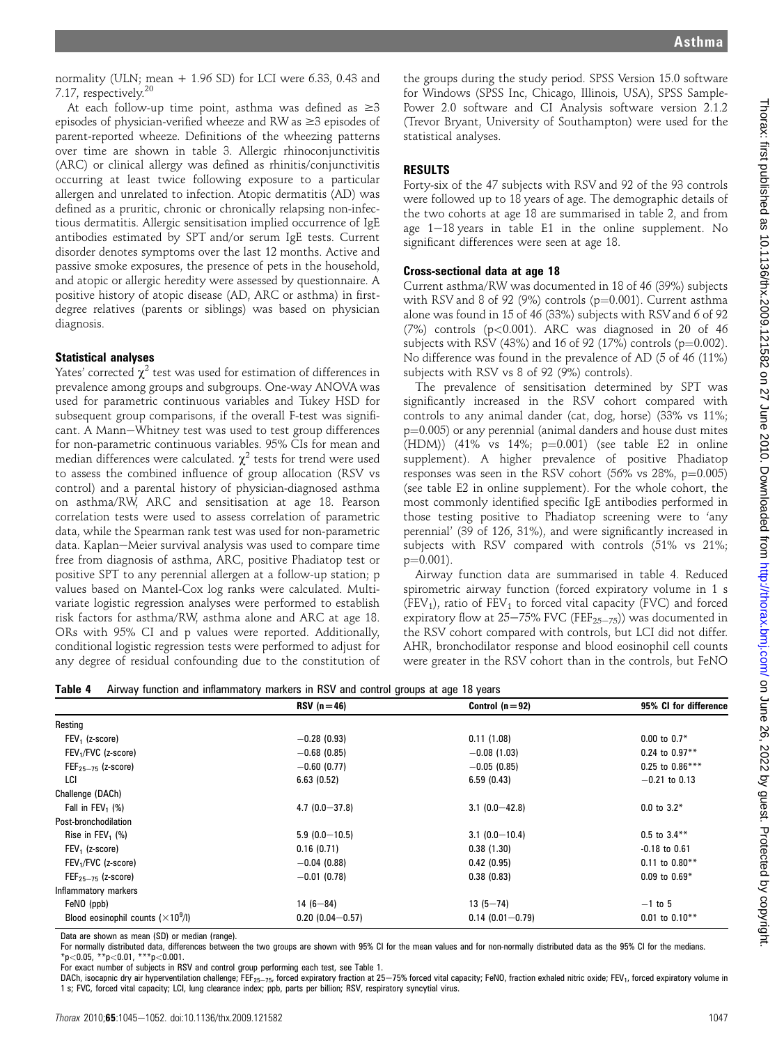normality (ULN; mean + 1.96 SD) for LCI were 6.33, 0.43 and 7.17, respectively.[20]

At each follow-up time point, asthma was defined as ≥3 episodes of physician-verified wheeze and RW as ≥3 episodes of parent-reported wheeze. Definitions of the wheezing patterns over time are shown in table 3. Allergic rhinoconjunctivitis (ARC) or clinical allergy was defined as rhinitis/conjunctivitis occurring at least twice following exposure to a particular allergen and unrelated to infection. Atopic dermatitis (AD) was defined as a pruritic, chronic or chronically relapsing non-infectious dermatitis. Allergic sensitisation implied occurrence of IgE antibodies estimated by SPT and/or serum IgE tests. Current disorder denotes symptoms over the last 12 months. Active and passive smoke exposures, the presence of pets in the household, and atopic or allergic heredity were assessed by questionnaire. A positive history of atopic disease (AD, ARC or asthma) in first-degree relatives (parents or siblings) was based on physician diagnosis.

### Statistical analyses

Yates' corrected $\chi^2$ test was used for estimation of differences in prevalence among groups and subgroups. One-way ANOVA was used for parametric continuous variables and Tukey HSD for subsequent group comparisons, if the overall F-test was significant. A Mann–Whitney test was used to test group differences for non-parametric continuous variables. 95% CIs for mean and median differences were calculated. $\chi^2$ tests for trend were used to assess the combined influence of group allocation (RSV vs control) and a parental history of physician-diagnosed asthma on asthma/RW, ARC and sensitisation at age 18. Pearson correlation tests were used to assess correlation of parametric data, while the Spearman rank test was used for non-parametric data. Kaplan–Meier survival analysis was used to compare time free from diagnosis of asthma, ARC, positive Phadiatop test or positive SPT to any perennial allergen at a follow-up station; p values based on Mantel-Cox log ranks were calculated. Multivariate logistic regression analyses were performed to establish risk factors for asthma/RW, asthma alone and ARC at age 18. ORs with 95% CI and p values were reported. Additionally, conditional logistic regression tests were performed to adjust for any degree of residual confounding due to the constitution of the groups during the study period. SPSS Version 15.0 software for Windows (SPSS Inc, Chicago, Illinois, USA), SPSS Sample-Power 2.0 software and CI Analysis software version 2.1.2 (Trevor Bryant, University of Southampton) were used for the statistical analyses.

## RESULTS

Forty-six of the 47 subjects with RSV and 92 of the 93 controls were followed up to 18 years of age. The demographic details of the two cohorts at age 18 are summarised in table 2, and from age 1–18 years in table E1 in the online supplement. No significant differences were seen at age 18.

### Cross-sectional data at age 18

Current asthma/RW was documented in 18 of 46 (39%) subjects with RSV and 8 of 92 (9%) controls (p=0.001). Current asthma alone was found in 15 of 46 (33%) subjects with RSV and 6 of 92 (7%) controls (p<0.001). ARC was diagnosed in 20 of 46 subjects with RSV (43%) and 16 of 92 (17%) controls (p=0.002). No difference was found in the prevalence of AD (5 of 46 (11%) subjects with RSV vs 8 of 92 (9%) controls).

The prevalence of sensitisation determined by SPT was significantly increased in the RSV cohort compared with controls to any animal dander (cat, dog, horse) (33% vs 11%; p=0.005) or any perennial (animal danders and house dust mites (HDM)) (41% vs 14%; p=0.001) (see table E2 in online supplement). A higher prevalence of positive Phadiatop responses was seen in the RSV cohort (56% vs 28%, p=0.005) (see table E2 in online supplement). For the whole cohort, the most commonly identified specific IgE antibodies performed in those testing positive to Phadiatop screening were to 'any perennial' (39 of 126, 31%), and were significantly increased in subjects with RSV compared with controls (51% vs 21%; p=0.001).

Airway function data are summarised in table 4. Reduced spirometric airway function (forced expiratory volume in 1 s ($FEV_1$), ratio of $FEV_1$ to forced vital capacity (FVC) and forced expiratory flow at 25–75% FVC ($FEF_{25-75}$)) was documented in the RSV cohort compared with controls, but LCI did not differ. AHR, bronchodilator response and blood eosinophil cell counts were greater in the RSV cohort than in the controls, but FeNO

**Table 4** Airway function and inflammatory markers in RSV and control groups at age 18 years

| | RSV (n=46) | Control (n=92) | 95% CI for difference |
|---|---|---|---|
| Resting | | | |
| $FEV_1$ (z-score) | −0.28 (0.93) | 0.11 (1.08) | 0.00 to 0.7* |
| $FEV_1$/FVC (z-score) | −0.68 (0.85) | −0.08 (1.03) | 0.24 to 0.97** |
| $FEF_{25-75}$ (z-score) | −0.60 (0.77) | −0.05 (0.85) | 0.25 to 0.86*** |
| LCI | 6.63 (0.52) | 6.59 (0.43) | −0.21 to 0.13 |
| Challenge (DACh) | | | |
| Fall in $FEV_1$ (%) | 4.7 (0.0−37.8) | 3.1 (0.0−42.8) | 0.0 to 3.2* |
| Post-bronchodilation | | | |
| Rise in $FEV_1$ (%) | 5.9 (0.0−10.5) | 3.1 (0.0−10.4) | 0.5 to 3.4** |
| $FEV_1$ (z-score) | 0.16 (0.71) | 0.38 (1.30) | -0.18 to 0.61 |
| $FEV_1$/FVC (z-score) | −0.04 (0.88) | 0.42 (0.95) | 0.11 to 0.80** |
| $FEF_{25-75}$ (z-score) | −0.01 (0.78) | 0.38 (0.83) | 0.09 to 0.69* |
| Inflammatory markers | | | |
| FeNO (ppb) | 14 (6−84) | 13 (5−74) | −1 to 5 |
| Blood eosinophil counts ($\times 10^9$/l) | 0.20 (0.04−0.57) | 0.14 (0.01−0.79) | 0.01 to 0.10** |

Data are shown as mean (SD) or median (range).
For normally distributed data, differences between the two groups are shown with 95% CI for the mean values and for non-normally distributed data as the 95% CI for the medians.
*p<0.05, **p<0.01, ***p<0.001.
For exact number of subjects in RSV and control group performing each test, see Table 1.
DACh, isocapnic dry air hyperventilation challenge; $FEF_{25-75}$, forced expiratory fraction at 25–75% forced vital capacity; FeNO, fraction exhaled nitric oxide; $FEV_1$, forced expiratory volume in 1 s; FVC, forced vital capacity; LCI, lung clearance index; ppb, parts per billion; RSV, respiratory syncytial virus.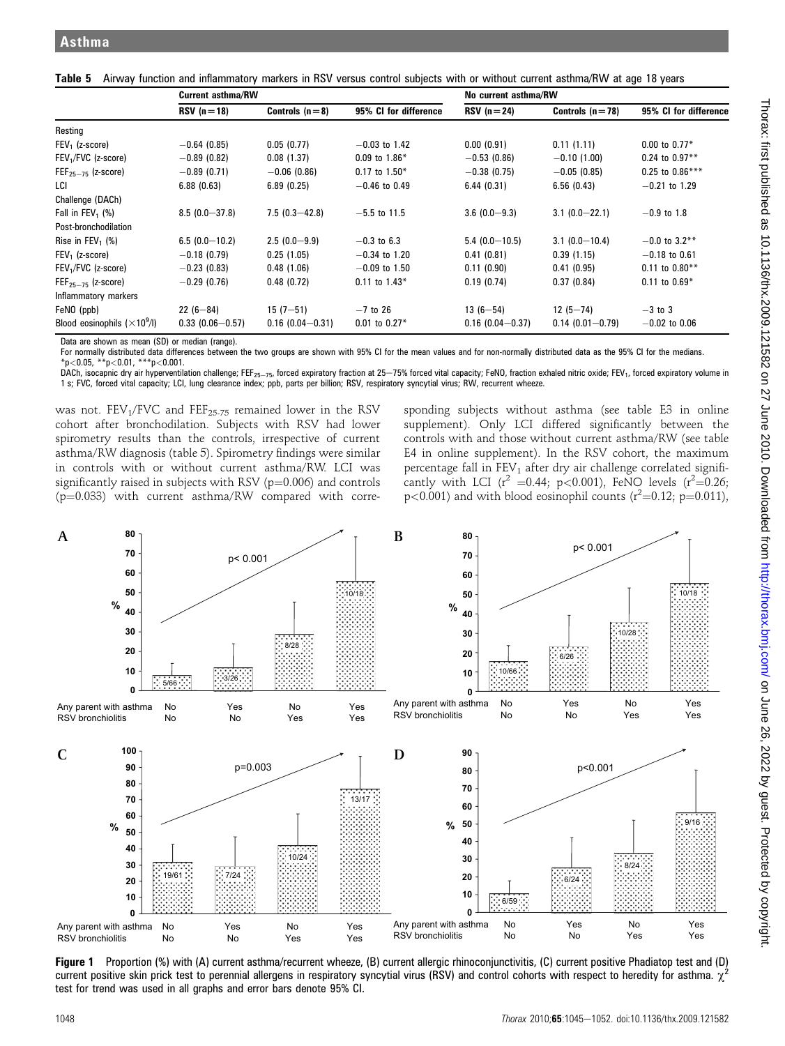**Table 5** Airway function and inflammatory markers in RSV versus control subjects with or without current asthma/RW at age 18 years

| | Current asthma/RW | | | No current asthma/RW | | |
|---|---|---|---|---|---|---|
| | RSV (n=18) | Controls (n=8) | 95% CI for difference | RSV (n=24) | Controls (n=78) | 95% CI for difference |
| Resting | | | | | | |
| $FEV_1$ (z-score) | −0.64 (0.85) | 0.05 (0.77) | −0.03 to 1.42 | 0.00 (0.91) | 0.11 (1.11) | 0.00 to 0.77* |
| $FEV_1$/FVC (z-score) | −0.89 (0.82) | 0.08 (1.37) | 0.09 to 1.86* | −0.53 (0.86) | −0.10 (1.00) | 0.24 to 0.97** |
| $FEF_{25-75}$ (z-score) | −0.89 (0.71) | −0.06 (0.86) | 0.17 to 1.50* | −0.38 (0.75) | −0.05 (0.85) | 0.25 to 0.86*** |
| LCI | 6.88 (0.63) | 6.89 (0.25) | −0.46 to 0.49 | 6.44 (0.31) | 6.56 (0.43) | −0.21 to 1.29 |
| Challenge (DACh) | | | | | | |
| Fall in $FEV_1$ (%) | 8.5 (0.0−37.8) | 7.5 (0.3−42.8) | −5.5 to 11.5 | 3.6 (0.0−9.3) | 3.1 (0.0−22.1) | −0.9 to 1.8 |
| Post-bronchodilation | | | | | | |
| Rise in $FEV_1$ (%) | 6.5 (0.0−10.2) | 2.5 (0.0−9.9) | −0.3 to 6.3 | 5.4 (0.0−10.5) | 3.1 (0.0−10.4) | −0.0 to 3.2** |
| $FEV_1$ (z-score) | −0.18 (0.79) | 0.25 (1.05) | −0.34 to 1.20 | 0.41 (0.81) | 0.39 (1.15) | −0.18 to 0.61 |
| $FEV_1$/FVC (z-score) | −0.23 (0.83) | 0.48 (1.06) | −0.09 to 1.50 | 0.11 (0.90) | 0.41 (0.95) | 0.11 to 0.80** |
| $FEF_{25-75}$ (z-score) | −0.29 (0.76) | 0.48 (0.72) | 0.11 to 1.43* | 0.19 (0.74) | 0.37 (0.84) | 0.11 to 0.69* |
| Inflammatory markers | | | | | | |
| FeNO (ppb) | 22 (6−84) | 15 (7−51) | −7 to 26 | 13 (6−54) | 12 (5−74) | −3 to 3 |
| Blood eosinophils ($\times 10^9$/l) | 0.33 (0.06−0.57) | 0.16 (0.04−0.31) | 0.01 to 0.27* | 0.16 (0.04−0.37) | 0.14 (0.01−0.79) | −0.02 to 0.06 |

Data are shown as mean (SD) or median (range).
For normally distributed data differences between the two groups are shown with 95% CI for the mean values and for non-normally distributed data as the 95% CI for the medians.
*$p<0.05$, **$p<0.01$, ***$p<0.001$.
DACh, isocapnic dry air hyperventilation challenge; $FEF_{25-75}$, forced expiratory fraction at 25−75% forced vital capacity; FeNO, fraction exhaled nitric oxide; $FEV_1$, forced expiratory volume in 1 s; FVC, forced vital capacity; LCI, lung clearance index; ppb, parts per billion; RSV, respiratory syncytial virus; RW, recurrent wheeze.

was not. $FEV_1$/FVC and $FEF_{25-75}$ remained lower in the RSV cohort after bronchodilation. Subjects with RSV had lower spirometry results than the controls, irrespective of current asthma/RW diagnosis (table 5). Spirometry findings were similar in controls with or without current asthma/RW. LCI was significantly raised in subjects with RSV (p=0.006) and controls (p=0.033) with current asthma/RW compared with corresponding subjects without asthma (see table E3 in online supplement). Only LCI differed significantly between the controls with and those without current asthma/RW (see table E4 in online supplement). In the RSV cohort, the maximum percentage fall in $FEV_1$ after dry air challenge correlated significantly with LCI ($r^2$ =0.44; $p<0.001$), FeNO levels ($r^2$=0.26; $p<0.001$) and with blood eosinophil counts ($r^2$=0.12; p=0.011),

**Figure 1** Proportion (%) with (A) current asthma/recurrent wheeze, (B) current allergic rhinoconjunctivitis, (C) current positive Phadiatop test and (D) current positive skin prick test to perennial allergens in respiratory syncytial virus (RSV) and control cohorts with respect to heredity for asthma. $\chi^2$ test for trend was used in all graphs and error bars denote 95% CI.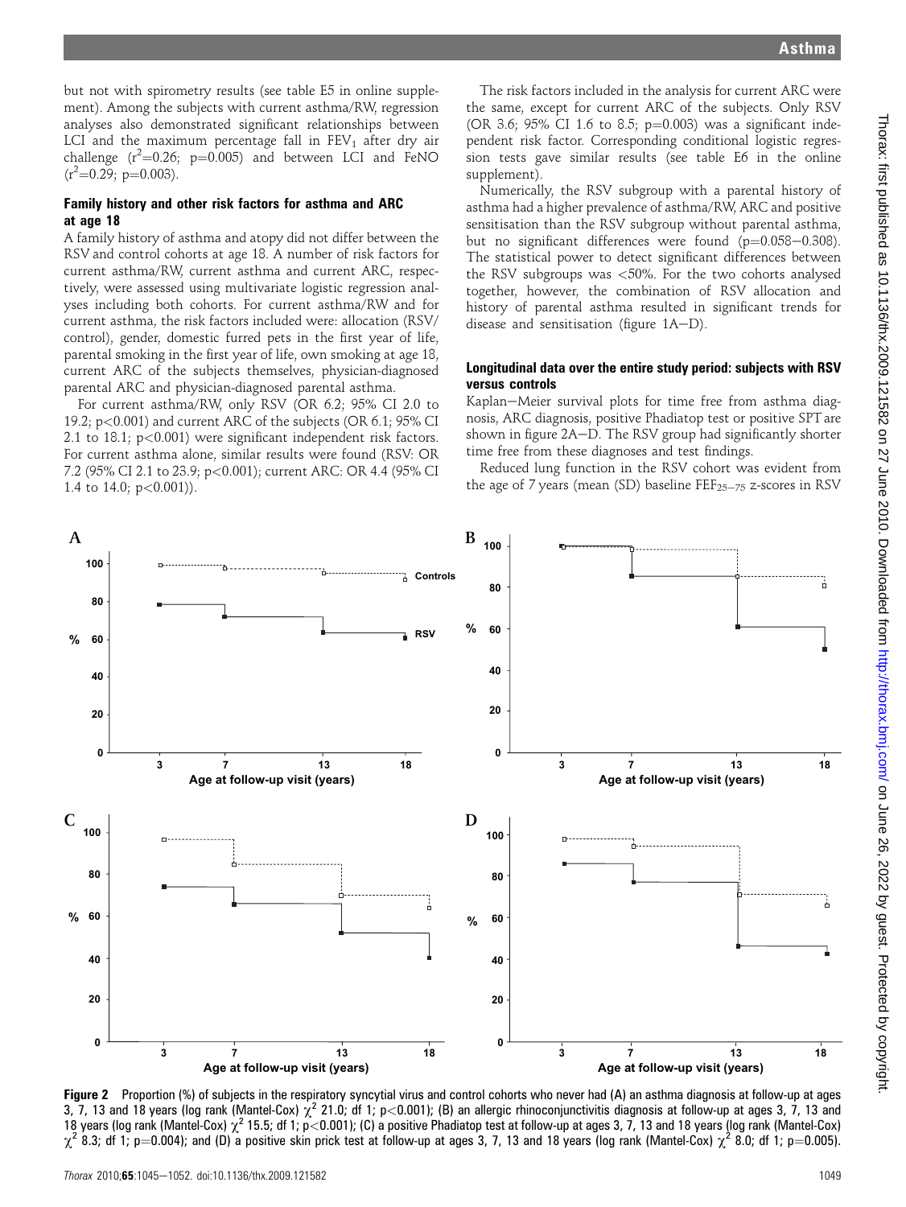but not with spirometry results (see table E5 in online supplement). Among the subjects with current asthma/RW, regression analyses also demonstrated significant relationships between LCI and the maximum percentage fall in $FEV_1$ after dry air challenge ($r^2$=0.26; p=0.005) and between LCI and FeNO ($r^2$=0.29; p=0.003).

### Family history and other risk factors for asthma and ARC at age 18

A family history of asthma and atopy did not differ between the RSV and control cohorts at age 18. A number of risk factors for current asthma/RW, current asthma and current ARC, respectively, were assessed using multivariate logistic regression analyses including both cohorts. For current asthma/RW and for current asthma, the risk factors included were: allocation (RSV/control), gender, domestic furred pets in the first year of life, parental smoking in the first year of life, own smoking at age 18, current ARC of the subjects themselves, physician-diagnosed parental ARC and physician-diagnosed parental asthma.

For current asthma/RW, only RSV (OR 6.2; 95% CI 2.0 to 19.2; p<0.001) and current ARC of the subjects (OR 6.1; 95% CI 2.1 to 18.1; p<0.001) were significant independent risk factors. For current asthma alone, similar results were found (RSV: OR 7.2 (95% CI 2.1 to 23.9; p<0.001); current ARC: OR 4.4 (95% CI 1.4 to 14.0; p<0.001)).

The risk factors included in the analysis for current ARC were the same, except for current ARC of the subjects. Only RSV (OR 3.6; 95% CI 1.6 to 8.5; p=0.003) was a significant independent risk factor. Corresponding conditional logistic regression tests gave similar results (see table E6 in the online supplement).

Numerically, the RSV subgroup with a parental history of asthma had a higher prevalence of asthma/RW, ARC and positive sensitisation than the RSV subgroup without parental asthma, but no significant differences were found (p=0.058–0.308). The statistical power to detect significant differences between the RSV subgroups was <50%. For the two cohorts analysed together, however, the combination of RSV allocation and history of parental asthma resulted in significant trends for disease and sensitisation (figure 1A–D).

### Longitudinal data over the entire study period: subjects with RSV versus controls

Kaplan–Meier survival plots for time free from asthma diagnosis, ARC diagnosis, positive Phadiatop test or positive SPT are shown in figure 2A–D. The RSV group had significantly shorter time free from these diagnoses and test findings.

Reduced lung function in the RSV cohort was evident from the age of 7 years (mean (SD) baseline $FEF_{25-75}$ z-scores in RSV

**Figure 2** Proportion (%) of subjects in the respiratory syncytial virus and control cohorts who never had (A) an asthma diagnosis at follow-up at ages 3, 7, 13 and 18 years (log rank (Mantel-Cox) $\chi^2$ 21.0; df 1; p<0.001); (B) an allergic rhinoconjunctivitis diagnosis at follow-up at ages 3, 7, 13 and 18 years (log rank (Mantel-Cox) $\chi^2$ 15.5; df 1; p<0.001); (C) a positive Phadiatop test at follow-up at ages 3, 7, 13 and 18 years (log rank (Mantel-Cox) $\chi^2$ 8.3; df 1; p=0.004); and (D) a positive skin prick test at follow-up at ages 3, 7, 13 and 18 years (log rank (Mantel-Cox) $\chi^2$ 8.0; df 1; p=0.005).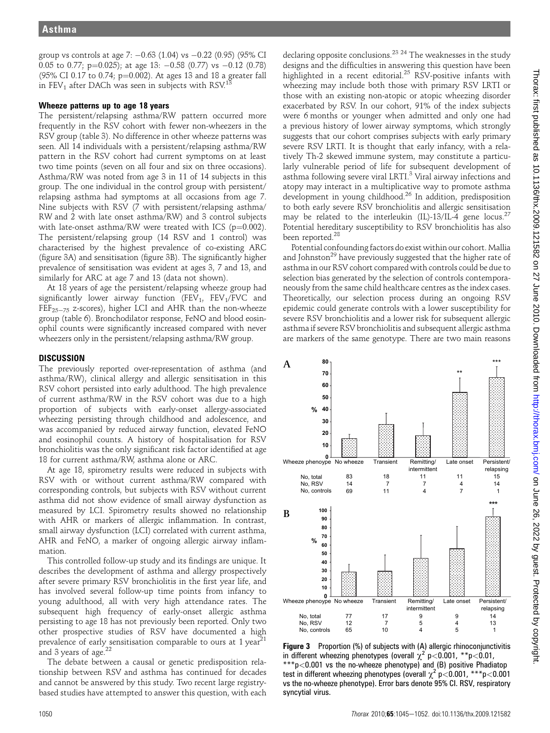group vs controls at age 7: −0.63 (1.04) vs −0.22 (0.95) (95% CI 0.05 to 0.77; p=0.025); at age 13: −0.58 (0.77) vs −0.12 (0.78) (95% CI 0.17 to 0.74; p=0.002). At ages 13 and 18 a greater fall in $FEV_1$ after DACh was seen in subjects with RSV.[13]

### Wheeze patterns up to age 18 years

The persistent/relapsing asthma/RW pattern occurred more frequently in the RSV cohort with fewer non-wheezers in the RSV group (table 3). No difference in other wheeze patterns was seen. All 14 individuals with a persistent/relapsing asthma/RW pattern in the RSV cohort had current symptoms on at least two time points (seven on all four and six on three occasions). Asthma/RW was noted from age 3 in 11 of 14 subjects in this group. The one individual in the control group with persistent/relapsing asthma had symptoms at all occasions from age 7. Nine subjects with RSV (7 with persistent/relapsing asthma/RW and 2 with late onset asthma/RW) and 3 control subjects with late-onset asthma/RW were treated with ICS (p=0.002). The persistent/relapsing group (14 RSV and 1 control) was characterised by the highest prevalence of co-existing ARC (figure 3A) and sensitisation (figure 3B). The significantly higher prevalence of sensitisation was evident at ages 3, 7 and 13, and similarly for ARC at age 7 and 13 (data not shown).

At 18 years of age the persistent/relapsing wheeze group had significantly lower airway function ($FEV_1$, $FEV_1$/FVC and $FEF_{25-75}$ z-scores), higher LCI and AHR than the non-wheeze group (table 6). Bronchodilator response, FeNO and blood eosinophil counts were significantly increased compared with never wheezers only in the persistent/relapsing asthma/RW group.

## DISCUSSION

The previously reported over-representation of asthma (and asthma/RW), clinical allergy and allergic sensitisation in this RSV cohort persisted into early adulthood. The high prevalence of current asthma/RW in the RSV cohort was due to a high proportion of subjects with early-onset allergy-associated wheezing persisting through childhood and adolescence, and was accompanied by reduced airway function, elevated FeNO and eosinophil counts. A history of hospitalisation for RSV bronchiolitis was the only significant risk factor identified at age 18 for current asthma/RW, asthma alone or ARC.

At age 18, spirometry results were reduced in subjects with RSV with or without current asthma/RW compared with corresponding controls, but subjects with RSV without current asthma did not show evidence of small airway dysfunction as measured by LCI. Spirometry results showed no relationship with AHR or markers of allergic inflammation. In contrast, small airway dysfunction (LCI) correlated with current asthma, AHR and FeNO, a marker of ongoing allergic airway inflammation.

This controlled follow-up study and its findings are unique. It describes the development of asthma and allergy prospectively after severe primary RSV bronchiolitis in the first year life, and has involved several follow-up time points from infancy to young adulthood, all with very high attendance rates. The subsequent high frequency of early-onset allergic asthma persisting to age 18 has not previously been reported. Only two other prospective studies of RSV have documented a high prevalence of early sensitisation comparable to ours at 1 year[21] and 3 years of age.[22]

The debate between a causal or genetic predisposition relationship between RSV and asthma has continued for decades and cannot be answered by this study. Two recent large registry-based studies have attempted to answer this question, with each declaring opposite conclusions.[23,24] The weaknesses in the study designs and the difficulties in answering this question have been highlighted in a recent editorial.[25] RSV-positive infants with wheezing may include both those with primary RSV LRTI or those with an existing non-atopic or atopic wheezing disorder exacerbated by RSV. In our cohort, 91% of the index subjects were 6 months or younger when admitted and only one had a previous history of lower airway symptoms, which strongly suggests that our cohort comprises subjects with early primary severe RSV LRTI. It is thought that early infancy, with a relatively Th-2 skewed immune system, may constitute a particularly vulnerable period of life for subsequent development of asthma following severe viral LRTI.[3] Viral airway infections and atopy may interact in a multiplicative way to promote asthma development in young childhood.[26] In addition, predisposition to both early severe RSV bronchiolitis and allergic sensitisation may be related to the interleukin (IL)-13/IL-4 gene locus.[27] Potential hereditary susceptibility to RSV bronchiolitis has also been reported.[28]

Potential confounding factors do exist within our cohort. Mallia and Johnston[29] have previously suggested that the higher rate of asthma in our RSV cohort compared with controls could be due to selection bias generated by the selection of controls contemporaneously from the same child healthcare centres as the index cases. Theoretically, our selection process during an ongoing RSV epidemic could generate controls with a lower susceptibility for severe RSV bronchiolitis and a lower risk for subsequent allergic asthma if severe RSV bronchiolitis and subsequent allergic asthma are markers of the same genotype. There are two main reasons

| Wheeze phenotype | No wheeze | Transient | Remitting/intermittent | Late onset | Persistent/relapsing |
|---|---|---|---|---|---|
| **A** No, total | 83 | 18 | 11 | 11 | 15 |
| No, RSV | 14 | 7 | 7 | 4 | 14 |
| No, controls | 69 | 11 | 4 | 7 | 1 |
| **B** No, total | 77 | 17 | 9 | 9 | 14 |
| No, RSV | 12 | 7 | 5 | 4 | 13 |
| No, controls | 65 | 10 | 4 | 5 | 1 |

**Figure 3** Proportion (%) of subjects with (A) allergic rhinoconjunctivitis in different wheezing phenotypes (overall $\chi^2$ p<0.001, **p<0.01, ***p<0.001 vs the no-wheeze phenotype) and (B) positive Phadiatop test in different wheezing phenotypes (overall $\chi^2$ p<0.001, ***p<0.001 vs the no-wheeze phenotype). Error bars denote 95% CI. RSV, respiratory syncytial virus.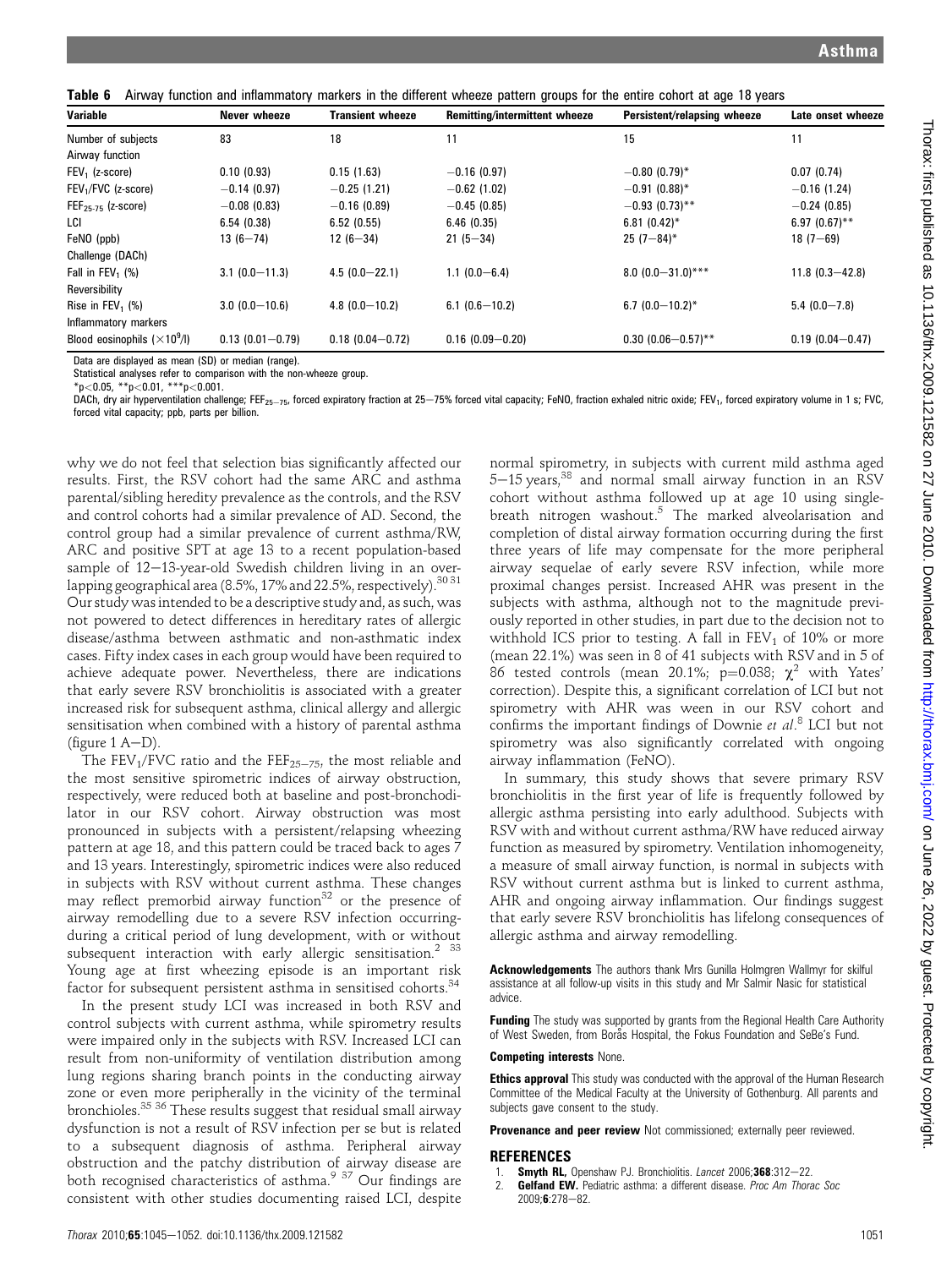**Table 6** Airway function and inflammatory markers in the different wheeze pattern groups for the entire cohort at age 18 years

| Variable | Never wheeze | Transient wheeze | Remitting/intermittent wheeze | Persistent/relapsing wheeze | Late onset wheeze |
|---|---|---|---|---|---|
| Number of subjects | 83 | 18 | 11 | 15 | 11 |
| Airway function | | | | | |
| $FEV_1$ (z-score) | 0.10 (0.93) | 0.15 (1.63) | −0.16 (0.97) | −0.80 (0.79)* | 0.07 (0.74) |
| $FEV_1$/FVC (z-score) | −0.14 (0.97) | −0.25 (1.21) | −0.62 (1.02) | −0.91 (0.88)* | −0.16 (1.24) |
| $FEF_{25-75}$ (z-score) | −0.08 (0.83) | −0.16 (0.89) | −0.45 (0.85) | −0.93 (0.73)** | −0.24 (0.85) |
| LCI | 6.54 (0.38) | 6.52 (0.55) | 6.46 (0.35) | 6.81 (0.42)* | 6.97 (0.67)** |
| FeNO (ppb) | 13 (6−74) | 12 (6−34) | 21 (5−34) | 25 (7−84)* | 18 (7−69) |
| Challenge (DACh) | | | | | |
| Fall in $FEV_1$ (%) | 3.1 (0.0−11.3) | 4.5 (0.0−22.1) | 1.1 (0.0−6.4) | 8.0 (0.0−31.0)*** | 11.8 (0.3−42.8) |
| Reversibility | | | | | |
| Rise in $FEV_1$ (%) | 3.0 (0.0−10.6) | 4.8 (0.0−10.2) | 6.1 (0.6−10.2) | 6.7 (0.0−10.2)* | 5.4 (0.0−7.8) |
| Inflammatory markers | | | | | |
| Blood eosinophils ($\times 10^9$/l) | 0.13 (0.01−0.79) | 0.18 (0.04−0.72) | 0.16 (0.09−0.20) | 0.30 (0.06−0.57)** | 0.19 (0.04−0.47) |

Data are displayed as mean (SD) or median (range).
Statistical analyses refer to comparison with the non-wheeze group.
*$p<0.05$, **$p<0.01$, ***$p<0.001$.
DACh, dry air hyperventilation challenge; $FEF_{25-75}$, forced expiratory fraction at 25−75% forced vital capacity; FeNO, fraction exhaled nitric oxide; $FEV_1$, forced expiratory volume in 1 s; FVC, forced vital capacity; ppb, parts per billion.

why we do not feel that selection bias significantly affected our results. First, the RSV cohort had the same ARC and asthma parental/sibling heredity prevalence as the controls, and the RSV and control cohorts had a similar prevalence of AD. Second, the control group had a similar prevalence of current asthma/RW, ARC and positive SPT at age 13 to a recent population-based sample of 12−13-year-old Swedish children living in an overlapping geographical area (8.5%, 17% and 22.5%, respectively).[30 31] Our study was intended to be a descriptive study and, as such, was not powered to detect differences in hereditary rates of allergic disease/asthma between asthmatic and non-asthmatic index cases. Fifty index cases in each group would have been required to achieve adequate power. Nevertheless, there are indications that early severe RSV bronchiolitis is associated with a greater increased risk for subsequent asthma, clinical allergy and allergic sensitisation when combined with a history of parental asthma (figure 1 A−D).

The $FEV_1$/FVC ratio and the $FEF_{25-75}$, the most reliable and the most sensitive spirometric indices of airway obstruction, respectively, were reduced both at baseline and post-bronchodilator in our RSV cohort. Airway obstruction was most pronounced in subjects with a persistent/relapsing wheezing pattern at age 18, and this pattern could be traced back to ages 7 and 13 years. Interestingly, spirometric indices were also reduced in subjects with RSV without current asthma. These changes may reflect premorbid airway function[32] or the presence of airway remodelling due to a severe RSV infection occurring during a critical period of lung development, with or without subsequent interaction with early allergic sensitisation.[2 33] Young age at first wheezing episode is an important risk factor for subsequent persistent asthma in sensitised cohorts.[34]

In the present study LCI was increased in both RSV and control subjects with current asthma, while spirometry results were impaired only in the subjects with RSV. Increased LCI can result from non-uniformity of ventilation distribution among lung regions sharing branch points in the conducting airway zone or even more peripherally in the vicinity of the terminal bronchioles.[35 36] These results suggest that residual small airway dysfunction is not a result of RSV infection per se but is related to a subsequent diagnosis of asthma. Peripheral airway obstruction and the patchy distribution of airway disease are both recognised characteristics of asthma.[9 37] Our findings are consistent with other studies documenting raised LCI, despite normal spirometry, in subjects with current mild asthma aged 5−15 years,[38] and normal small airway function in an RSV cohort without asthma followed up at age 10 using single-breath nitrogen washout.[5] The marked alveolarisation and completion of distal airway formation occurring during the first three years of life may compensate for the more peripheral airway sequelae of early severe RSV infection, while more proximal changes persist. Increased AHR was present in the subjects with asthma, although not to the magnitude previously reported in other studies, in part due to the decision not to withhold ICS prior to testing. A fall in $FEV_1$ of 10% or more (mean 22.1%) was seen in 8 of 41 subjects with RSV and in 5 of 86 tested controls (mean 20.1%; $p=0.038$; $\chi^2$ with Yates' correction). Despite this, a significant correlation of LCI but not spirometry with AHR was ween in our RSV cohort and confirms the important findings of Downie *et al*.[8] LCI but not spirometry was also significantly correlated with ongoing airway inflammation (FeNO).

In summary, this study shows that severe primary RSV bronchiolitis in the first year of life is frequently followed by allergic asthma persisting into early adulthood. Subjects with RSV with and without current asthma/RW have reduced airway function as measured by spirometry. Ventilation inhomogeneity, a measure of small airway function, is normal in subjects with RSV without current asthma but is linked to current asthma, AHR and ongoing airway inflammation. Our findings suggest that early severe RSV bronchiolitis has lifelong consequences of allergic asthma and airway remodelling.

**Acknowledgements** The authors thank Mrs Gunilla Holmgren Wallmyr for skilful assistance at all follow-up visits in this study and Mr Salmir Nasic for statistical advice.

**Funding** The study was supported by grants from the Regional Health Care Authority of West Sweden, from Borås Hospital, the Fokus Foundation and SeBe's Fund.

**Competing interests** None.

**Ethics approval** This study was conducted with the approval of the Human Research Committee of the Medical Faculty at the University of Gothenburg. All parents and subjects gave consent to the study.

**Provenance and peer review** Not commissioned; externally peer reviewed.

## REFERENCES

1. **Smyth RL**, Openshaw PJ. Bronchiolitis. *Lancet* 2006;**368**:312−22.
2. **Gelfand EW.** Pediatric asthma: a different disease. *Proc Am Thorac Soc* 2009;**6**:278−82.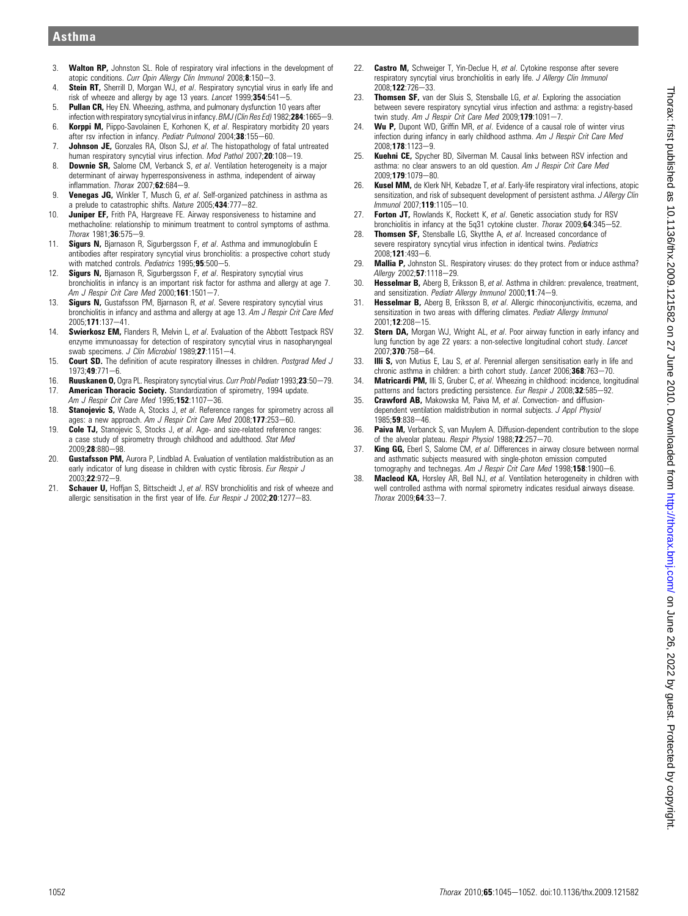3. **Walton RP,** Johnston SL. Role of respiratory viral infections in the development of atopic conditions. *Curr Opin Allergy Clin Immunol* 2008;**8**:150–3.
4. **Stein RT,** Sherrill D, Morgan WJ, *et al*. Respiratory syncytial virus in early life and risk of wheeze and allergy by age 13 years. *Lancet* 1999;**354**:541–5.
5. **Pullan CR,** Hey EN. Wheezing, asthma, and pulmonary dysfunction 10 years after infection with respiratory syncytial virus in infancy. *BMJ (Clin Res Ed)* 1982;**284**:1665–9.
6. **Korppi M,** Piippo-Savolainen E, Korhonen K, *et al*. Respiratory morbidity 20 years after rsv infection in infancy. *Pediatr Pulmonol* 2004;**38**:155–60.
7. **Johnson JE,** Gonzales RA, Olson SJ, *et al*. The histopathology of fatal untreated human respiratory syncytial virus infection. *Mod Pathol* 2007;**20**:108–19.
8. **Downie SR,** Salome CM, Verbanck S, *et al*. Ventilation heterogeneity is a major determinant of airway hyperresponsiveness in asthma, independent of airway inflammation. *Thorax* 2007;**62**:684–9.
9. **Venegas JG,** Winkler T, Musch G, *et al*. Self-organized patchiness in asthma as a prelude to catastrophic shifts. *Nature* 2005;**434**:777–82.
10. **Juniper EF,** Frith PA, Hargreave FE. Airway responsiveness to histamine and methacholine: relationship to minimum treatment to control symptoms of asthma. *Thorax* 1981;**36**:575–9.
11. **Sigurs N,** Bjarnason R, Sigurbergsson F, *et al*. Asthma and immunoglobulin E antibodies after respiratory syncytial virus bronchiolitis: a prospective cohort study with matched controls. *Pediatrics* 1995;**95**:500–5.
12. **Sigurs N,** Bjarnason R, Sigurbergsson F, *et al*. Respiratory syncytial virus bronchiolitis in infancy is an important risk factor for asthma and allergy at age 7. *Am J Respir Crit Care Med* 2000;**161**:1501–7.
13. **Sigurs N,** Gustafsson PM, Bjarnason R, *et al*. Severe respiratory syncytial virus bronchiolitis in infancy and asthma and allergy at age 13. *Am J Respir Crit Care Med* 2005;**171**:137–41.
14. **Swierkosz EM,** Flanders R, Melvin L, *et al*. Evaluation of the Abbott Testpack RSV enzyme immunoassay for detection of respiratory syncytial virus in nasopharyngeal swab specimens. *J Clin Microbiol* 1989;**27**:1151–4.
15. **Court SD.** The definition of acute respiratory illnesses in children. *Postgrad Med J* 1973;**49**:771–6.
16. **Ruuskanen O,** Ogra PL. Respiratory syncytial virus. *Curr Probl Pediatr* 1993;**23**:50–79.
17. **American Thoracic Society.** Standardization of spirometry, 1994 update. *Am J Respir Crit Care Med* 1995;**152**:1107–36.
18. **Stanojevic S,** Wade A, Stocks J, *et al*. Reference ranges for spirometry across all ages: a new approach. *Am J Respir Crit Care Med* 2008;**177**:253–60.
19. **Cole TJ,** Stanojevic S, Stocks J, *et al*. Age- and size-related reference ranges: a case study of spirometry through childhood and adulthood. *Stat Med* 2009;**28**:880–98.
20. **Gustafsson PM,** Aurora P, Lindblad A. Evaluation of ventilation maldistribution as an early indicator of lung disease in children with cystic fibrosis. *Eur Respir J* 2003;**22**:972–9.
21. **Schauer U,** Hoffjan S, Bittscheidt J, *et al*. RSV bronchiolitis and risk of wheeze and allergic sensitisation in the first year of life. *Eur Respir J* 2002;**20**:1277–83.
22. **Castro M,** Schweiger T, Yin-Declue H, *et al*. Cytokine response after severe respiratory syncytial virus bronchiolitis in early life. *J Allergy Clin Immunol* 2008;**122**:726–33.
23. **Thomsen SF,** van der Sluis S, Stensballe LG, *et al*. Exploring the association between severe respiratory syncytial virus infection and asthma: a registry-based twin study. *Am J Respir Crit Care Med* 2009;**179**:1091–7.
24. **Wu P,** Dupont WD, Griffin MR, *et al*. Evidence of a causal role of winter virus infection during infancy in early childhood asthma. *Am J Respir Crit Care Med* 2008;**178**:1123–9.
25. **Kuehni CE,** Spycher BD, Silverman M. Causal links between RSV infection and asthma: no clear answers to an old question. *Am J Respir Crit Care Med* 2009;**179**:1079–80.
26. **Kusel MM,** de Klerk NH, Kebadze T, *et al*. Early-life respiratory viral infections, atopic sensitization, and risk of subsequent development of persistent asthma. *J Allergy Clin Immunol* 2007;**119**:1105–10.
27. **Forton JT,** Rowlands K, Rockett K, *et al*. Genetic association study for RSV bronchiolitis in infancy at the 5q31 cytokine cluster. *Thorax* 2009;**64**:345–52.
28. **Thomsen SF,** Stensballe LG, Skytthe A, *et al*. Increased concordance of severe respiratory syncytial virus infection in identical twins. *Pediatrics* 2008;**121**:493–6.
29. **Mallia P,** Johnston SL. Respiratory viruses: do they protect from or induce asthma? *Allergy* 2002;**57**:1118–29.
30. **Hesselmar B,** Aberg B, Eriksson B, *et al*. Asthma in children: prevalence, treatment, and sensitization. *Pediatr Allergy Immunol* 2000;**11**:74–9.
31. **Hesselmar B,** Aberg B, Eriksson B, *et al*. Allergic rhinoconjunctivitis, eczema, and sensitization in two areas with differing climates. *Pediatr Allergy Immunol* 2001;**12**:208–15.
32. **Stern DA,** Morgan WJ, Wright AL, *et al*. Poor airway function in early infancy and lung function by age 22 years: a non-selective longitudinal cohort study. *Lancet* 2007;**370**:758–64.
33. **Illi S,** von Mutius E, Lau S, *et al*. Perennial allergen sensitisation early in life and chronic asthma in children: a birth cohort study. *Lancet* 2006;**368**:763–70.
34. **Matricardi PM,** Illi S, Gruber C, *et al*. Wheezing in childhood: incidence, longitudinal patterns and factors predicting persistence. *Eur Respir J* 2008;**32**:585–92.
35. **Crawford AB,** Makowska M, Paiva M, *et al*. Convection- and diffusion-dependent ventilation maldistribution in normal subjects. *J Appl Physiol* 1985;**59**:838–46.
36. **Paiva M,** Verbanck S, van Muylem A. Diffusion-dependent contribution to the slope of the alveolar plateau. *Respir Physiol* 1988;**72**:257–70.
37. **King GG,** Eberl S, Salome CM, *et al*. Differences in airway closure between normal and asthmatic subjects measured with single-photon emission computed tomography and technegas. *Am J Respir Crit Care Med* 1998;**158**:1900–6.
38. **Macleod KA,** Horsley AR, Bell NJ, *et al*. Ventilation heterogeneity in children with well controlled asthma with normal spirometry indicates residual airways disease. *Thorax* 2009;**64**:33–7.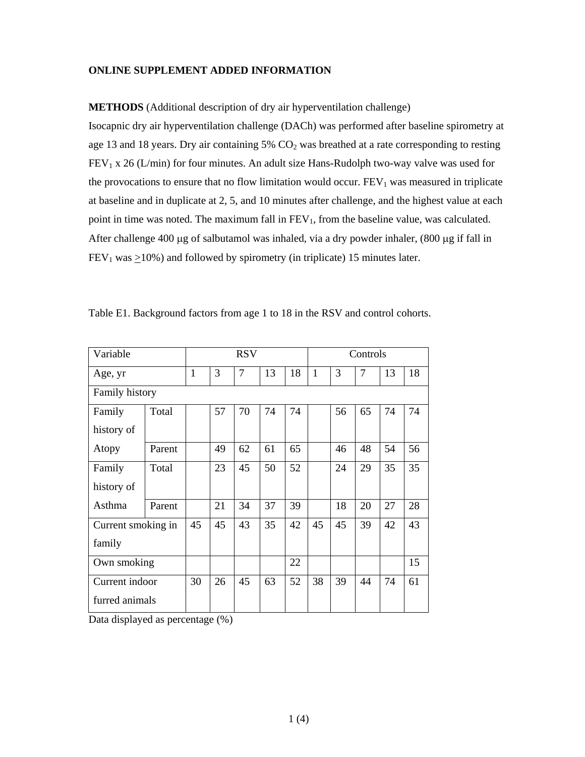**ONLINE SUPPLEMENT ADDED INFORMATION**

**METHODS** (Additional description of dry air hyperventilation challenge)

Isocapnic dry air hyperventilation challenge (DACh) was performed after baseline spirometry at age 13 and 18 years. Dry air containing 5% $CO_2$ was breathed at a rate corresponding to resting $FEV_1$ x 26 (L/min) for four minutes. An adult size Hans-Rudolph two-way valve was used for the provocations to ensure that no flow limitation would occur. $FEV_1$ was measured in triplicate at baseline and in duplicate at 2, 5, and 10 minutes after challenge, and the highest value at each point in time was noted. The maximum fall in $FEV_1$, from the baseline value, was calculated. After challenge 400 μg of salbutamol was inhaled, via a dry powder inhaler, (800 μg if fall in $FEV_1$ was $\geq$10%) and followed by spirometry (in triplicate) 15 minutes later.

Table E1. Background factors from age 1 to 18 in the RSV and control cohorts.

| Variable | | RSV | | | | | Controls | | | | |
|---|---|---|---|---|---|---|---|---|---|---|---|
| Age, yr | | 1 | 3 | 7 | 13 | 18 | 1 | 3 | 7 | 13 | 18 |
| Family history | | | | | | | | | | | |
| Family history of Atopy | Total | | 57 | 70 | 74 | 74 | | 56 | 65 | 74 | 74 |
| | Parent | | 49 | 62 | 61 | 65 | | 46 | 48 | 54 | 56 |
| Family history of Asthma | Total | | 23 | 45 | 50 | 52 | | 24 | 29 | 35 | 35 |
| | Parent | | 21 | 34 | 37 | 39 | | 18 | 20 | 27 | 28 |
| Current smoking in family | | 45 | 45 | 43 | 35 | 42 | 45 | 45 | 39 | 42 | 43 |
| Own smoking | | | | | | 22 | | | | | 15 |
| Current indoor furred animals | | 30 | 26 | 45 | 63 | 52 | 38 | 39 | 44 | 74 | 61 |

Data displayed as percentage (%)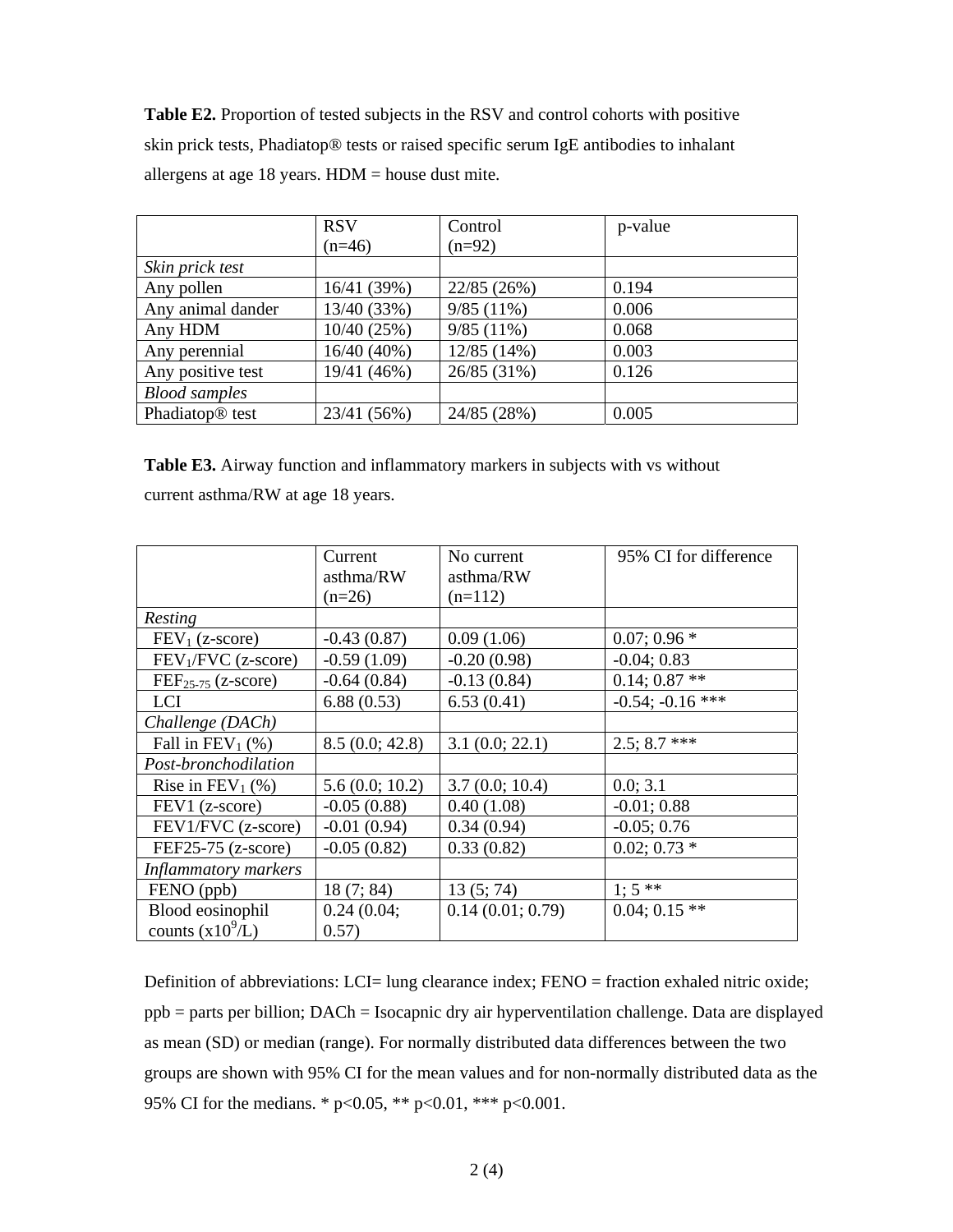**Table E2.** Proportion of tested subjects in the RSV and control cohorts with positive skin prick tests, Phadiatop® tests or raised specific serum IgE antibodies to inhalant allergens at age 18 years. HDM = house dust mite.

| | RSV (n=46) | Control (n=92) | p-value |
|---|---|---|---|
| *Skin prick test* | | | |
| Any pollen | 16/41 (39%) | 22/85 (26%) | 0.194 |
| Any animal dander | 13/40 (33%) | 9/85 (11%) | 0.006 |
| Any HDM | 10/40 (25%) | 9/85 (11%) | 0.068 |
| Any perennial | 16/40 (40%) | 12/85 (14%) | 0.003 |
| Any positive test | 19/41 (46%) | 26/85 (31%) | 0.126 |
| *Blood samples* | | | |
| Phadiatop® test | 23/41 (56%) | 24/85 (28%) | 0.005 |

**Table E3.** Airway function and inflammatory markers in subjects with vs without current asthma/RW at age 18 years.

| | Current asthma/RW (n=26) | No current asthma/RW (n=112) | 95% CI for difference |
|---|---|---|---|
| *Resting* | | | |
| $FEV_1$ (z-score) | -0.43 (0.87) | 0.09 (1.06) | 0.07; 0.96 * |
| $FEV_1$/FVC (z-score) | -0.59 (1.09) | -0.20 (0.98) | -0.04; 0.83 |
| $FEF_{25-75}$ (z-score) | -0.64 (0.84) | -0.13 (0.84) | 0.14; 0.87 ** |
| LCI | 6.88 (0.53) | 6.53 (0.41) | -0.54; -0.16 *** |
| *Challenge (DACh)* | | | |
| Fall in $FEV_1$ (%) | 8.5 (0.0; 42.8) | 3.1 (0.0; 22.1) | 2.5; 8.7 *** |
| *Post-bronchodilation* | | | |
| Rise in $FEV_1$ (%) | 5.6 (0.0; 10.2) | 3.7 (0.0; 10.4) | 0.0; 3.1 |
| FEV1 (z-score) | -0.05 (0.88) | 0.40 (1.08) | -0.01; 0.88 |
| FEV1/FVC (z-score) | -0.01 (0.94) | 0.34 (0.94) | -0.05; 0.76 |
| FEF25-75 (z-score) | -0.05 (0.82) | 0.33 (0.82) | 0.02; 0.73 * |
| *Inflammatory markers* | | | |
| FENO (ppb) | 18 (7; 84) | 13 (5; 74) | 1; 5 ** |
| Blood eosinophil counts ($x10^9$/L) | 0.24 (0.04; 0.57) | 0.14 (0.01; 0.79) | 0.04; 0.15 ** |

Definition of abbreviations: LCI= lung clearance index; FENO = fraction exhaled nitric oxide; ppb = parts per billion; DACh = Isocapnic dry air hyperventilation challenge. Data are displayed as mean (SD) or median (range). For normally distributed data differences between the two groups are shown with 95% CI for the mean values and for non-normally distributed data as the 95% CI for the medians. * $p<0.05$, ** $p<0.01$, *** $p<0.001$.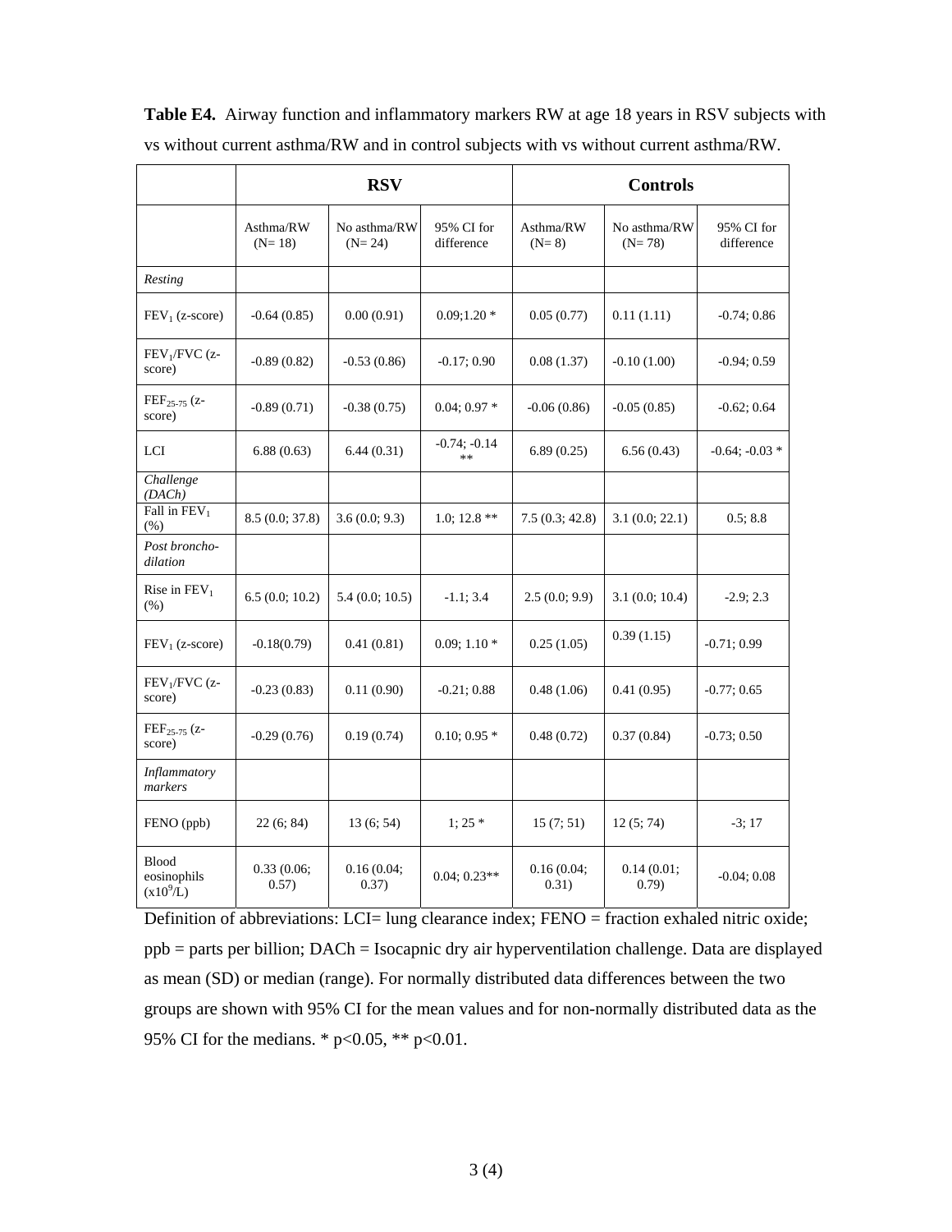**Table E4.** Airway function and inflammatory markers RW at age 18 years in RSV subjects with vs without current asthma/RW and in control subjects with vs without current asthma/RW.

| | RSV | | | Controls | | |
|---|---|---|---|---|---|---|
| | Asthma/RW (N= 18) | No asthma/RW (N= 24) | 95% CI for difference | Asthma/RW (N= 8) | No asthma/RW (N= 78) | 95% CI for difference |
| *Resting* | | | | | | |
| $FEV_1$ (z-score) | -0.64 (0.85) | 0.00 (0.91) | 0.09;1.20 * | 0.05 (0.77) | 0.11 (1.11) | -0.74; 0.86 |
| $FEV_1$/FVC (z-score) | -0.89 (0.82) | -0.53 (0.86) | -0.17; 0.90 | 0.08 (1.37) | -0.10 (1.00) | -0.94; 0.59 |
| $FEF_{25-75}$ (z-score) | -0.89 (0.71) | -0.38 (0.75) | 0.04; 0.97 * | -0.06 (0.86) | -0.05 (0.85) | -0.62; 0.64 |
| LCI | 6.88 (0.63) | 6.44 (0.31) | -0.74; -0.14 ** | 6.89 (0.25) | 6.56 (0.43) | -0.64; -0.03 * |
| *Challenge (DACh)* | | | | | | |
| Fall in $FEV_1$ (%) | 8.5 (0.0; 37.8) | 3.6 (0.0; 9.3) | 1.0; 12.8 ** | 7.5 (0.3; 42.8) | 3.1 (0.0; 22.1) | 0.5; 8.8 |
| *Post broncho-dilation* | | | | | | |
| Rise in $FEV_1$ (%) | 6.5 (0.0; 10.2) | 5.4 (0.0; 10.5) | -1.1; 3.4 | 2.5 (0.0; 9.9) | 3.1 (0.0; 10.4) | -2.9; 2.3 |
| $FEV_1$ (z-score) | -0.18(0.79) | 0.41 (0.81) | 0.09; 1.10 * | 0.25 (1.05) | 0.39 (1.15) | -0.71; 0.99 |
| $FEV_1$/FVC (z-score) | -0.23 (0.83) | 0.11 (0.90) | -0.21; 0.88 | 0.48 (1.06) | 0.41 (0.95) | -0.77; 0.65 |
| $FEF_{25-75}$ (z-score) | -0.29 (0.76) | 0.19 (0.74) | 0.10; 0.95 * | 0.48 (0.72) | 0.37 (0.84) | -0.73; 0.50 |
| *Inflammatory markers* | | | | | | |
| FENO (ppb) | 22 (6; 84) | 13 (6; 54) | 1; 25 * | 15 (7; 51) | 12 (5; 74) | -3; 17 |
| Blood eosinophils ($x10^9$/L) | 0.33 (0.06; 0.57) | 0.16 (0.04; 0.37) | 0.04; 0.23** | 0.16 (0.04; 0.31) | 0.14 (0.01; 0.79) | -0.04; 0.08 |

Definition of abbreviations: LCI= lung clearance index; FENO = fraction exhaled nitric oxide; ppb = parts per billion; DACh = Isocapnic dry air hyperventilation challenge. Data are displayed as mean (SD) or median (range). For normally distributed data differences between the two groups are shown with 95% CI for the mean values and for non-normally distributed data as the 95% CI for the medians. * $p<0.05$, ** $p<0.01$.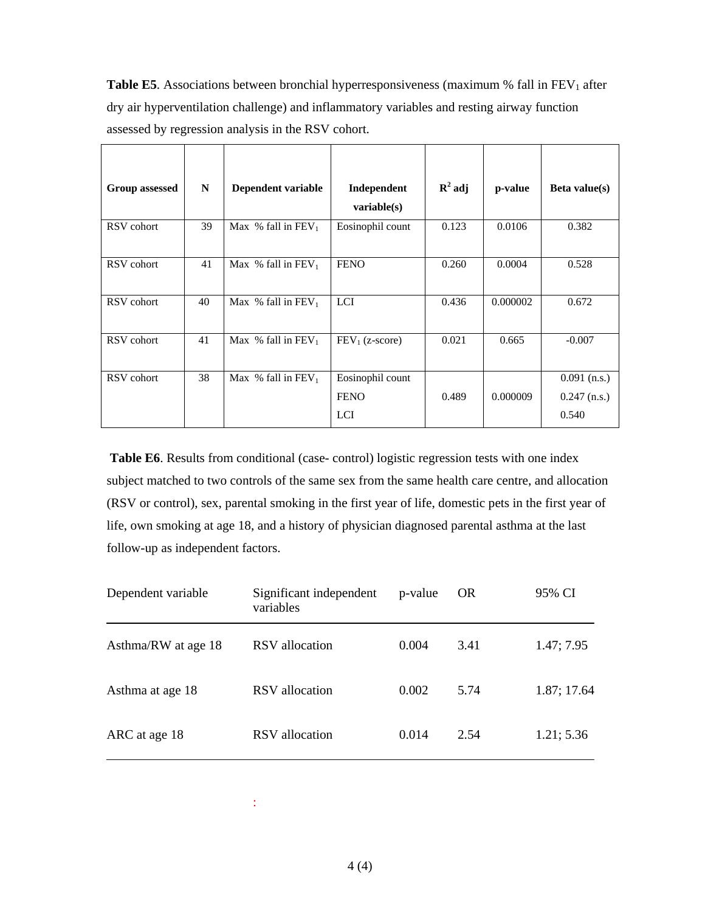**Table E5**. Associations between bronchial hyperresponsiveness (maximum % fall in $FEV_1$ after dry air hyperventilation challenge) and inflammatory variables and resting airway function assessed by regression analysis in the RSV cohort.

| Group assessed | N | Dependent variable | Independent variable(s) | $R^2$ adj | p-value | Beta value(s) |
|---|---|---|---|---|---|---|
| RSV cohort | 39 | Max % fall in $FEV_1$ | Eosinophil count | 0.123 | 0.0106 | 0.382 |
| RSV cohort | 41 | Max % fall in $FEV_1$ | FENO | 0.260 | 0.0004 | 0.528 |
| RSV cohort | 40 | Max % fall in $FEV_1$ | LCI | 0.436 | 0.000002 | 0.672 |
| RSV cohort | 41 | Max % fall in $FEV_1$ | $FEV_1$ (z-score) | 0.021 | 0.665 | -0.007 |
| RSV cohort | 38 | Max % fall in $FEV_1$ | Eosinophil count<br>FENO<br>LCI | 0.489 | 0.000009 | 0.091 (n.s.)<br>0.247 (n.s.)<br>0.540 |

**Table E6**. Results from conditional (case- control) logistic regression tests with one index subject matched to two controls of the same sex from the same health care centre, and allocation (RSV or control), sex, parental smoking in the first year of life, domestic pets in the first year of life, own smoking at age 18, and a history of physician diagnosed parental asthma at the last follow-up as independent factors.

| Dependent variable | Significant independent variables | p-value | OR | 95% CI |
|---|---|---|---|---|
| Asthma/RW at age 18 | RSV allocation | 0.004 | 3.41 | 1.47; 7.95 |
| Asthma at age 18 | RSV allocation | 0.002 | 5.74 | 1.87; 17.64 |
| ARC at age 18 | RSV allocation | 0.014 | 2.54 | 1.21; 5.36 |

: